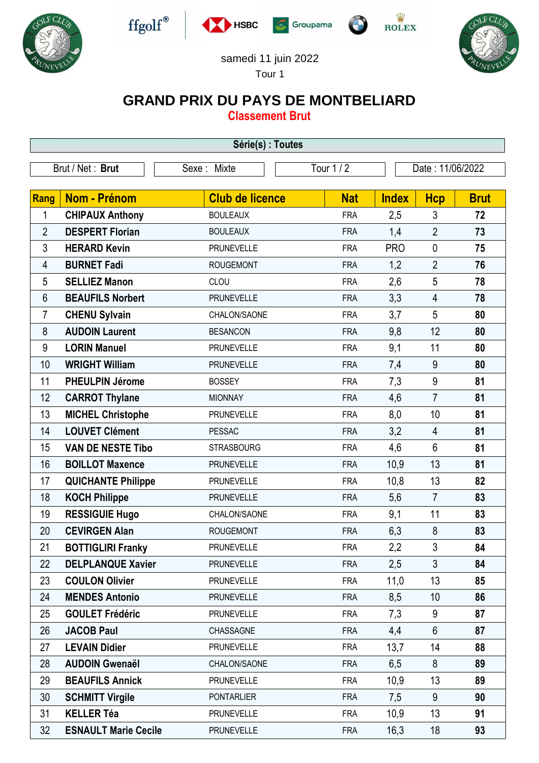samedi 11 juin 2022

Tour 1

# GRAND PRIX DU PAYS DE MONTBELIARD

## Classement Brut

**Série(s) : Toutes**

| Brut / Net : **Brut** | Sexe : Mixte | Tour 1 / 2 | Date : 11/06/2022 |
|---|---|---|---|

| Rang | Nom - Prénom | Club de licence | Nat | Index | Hcp | Brut |
|---|---|---|---|---|---|---|
| 1 | **CHIPAUX Anthony** | BOULEAUX | FRA | 2,5 | 3 | **72** |
| 2 | **DESPERT Florian** | BOULEAUX | FRA | 1,4 | 2 | **73** |
| 3 | **HERARD Kevin** | PRUNEVELLE | FRA | PRO | 0 | **75** |
| 4 | **BURNET Fadi** | ROUGEMONT | FRA | 1,2 | 2 | **76** |
| 5 | **SELLIEZ Manon** | CLOU | FRA | 2,6 | 5 | **78** |
| 6 | **BEAUFILS Norbert** | PRUNEVELLE | FRA | 3,3 | 4 | **78** |
| 7 | **CHENU Sylvain** | CHALON/SAONE | FRA | 3,7 | 5 | **80** |
| 8 | **AUDOIN Laurent** | BESANCON | FRA | 9,8 | 12 | **80** |
| 9 | **LORIN Manuel** | PRUNEVELLE | FRA | 9,1 | 11 | **80** |
| 10 | **WRIGHT William** | PRUNEVELLE | FRA | 7,4 | 9 | **80** |
| 11 | **PHEULPIN Jérome** | BOSSEY | FRA | 7,3 | 9 | **81** |
| 12 | **CARROT Thylane** | MIONNAY | FRA | 4,6 | 7 | **81** |
| 13 | **MICHEL Christophe** | PRUNEVELLE | FRA | 8,0 | 10 | **81** |
| 14 | **LOUVET Clément** | PESSAC | FRA | 3,2 | 4 | **81** |
| 15 | **VAN DE NESTE Tibo** | STRASBOURG | FRA | 4,6 | 6 | **81** |
| 16 | **BOILLOT Maxence** | PRUNEVELLE | FRA | 10,9 | 13 | **81** |
| 17 | **QUICHANTE Philippe** | PRUNEVELLE | FRA | 10,8 | 13 | **82** |
| 18 | **KOCH Philippe** | PRUNEVELLE | FRA | 5,6 | 7 | **83** |
| 19 | **RESSIGUIE Hugo** | CHALON/SAONE | FRA | 9,1 | 11 | **83** |
| 20 | **CEVIRGEN Alan** | ROUGEMONT | FRA | 6,3 | 8 | **83** |
| 21 | **BOTTIGLIRI Franky** | PRUNEVELLE | FRA | 2,2 | 3 | **84** |
| 22 | **DELPLANQUE Xavier** | PRUNEVELLE | FRA | 2,5 | 3 | **84** |
| 23 | **COULON Olivier** | PRUNEVELLE | FRA | 11,0 | 13 | **85** |
| 24 | **MENDES Antonio** | PRUNEVELLE | FRA | 8,5 | 10 | **86** |
| 25 | **GOULET Frédéric** | PRUNEVELLE | FRA | 7,3 | 9 | **87** |
| 26 | **JACOB Paul** | CHASSAGNE | FRA | 4,4 | 6 | **87** |
| 27 | **LEVAIN Didier** | PRUNEVELLE | FRA | 13,7 | 14 | **88** |
| 28 | **AUDOIN Gwenaël** | CHALON/SAONE | FRA | 6,5 | 8 | **89** |
| 29 | **BEAUFILS Annick** | PRUNEVELLE | FRA | 10,9 | 13 | **89** |
| 30 | **SCHMITT Virgile** | PONTARLIER | FRA | 7,5 | 9 | **90** |
| 31 | **KELLER Téa** | PRUNEVELLE | FRA | 10,9 | 13 | **91** |
| 32 | **ESNAULT Marie Cecile** | PRUNEVELLE | FRA | 16,3 | 18 | **93** |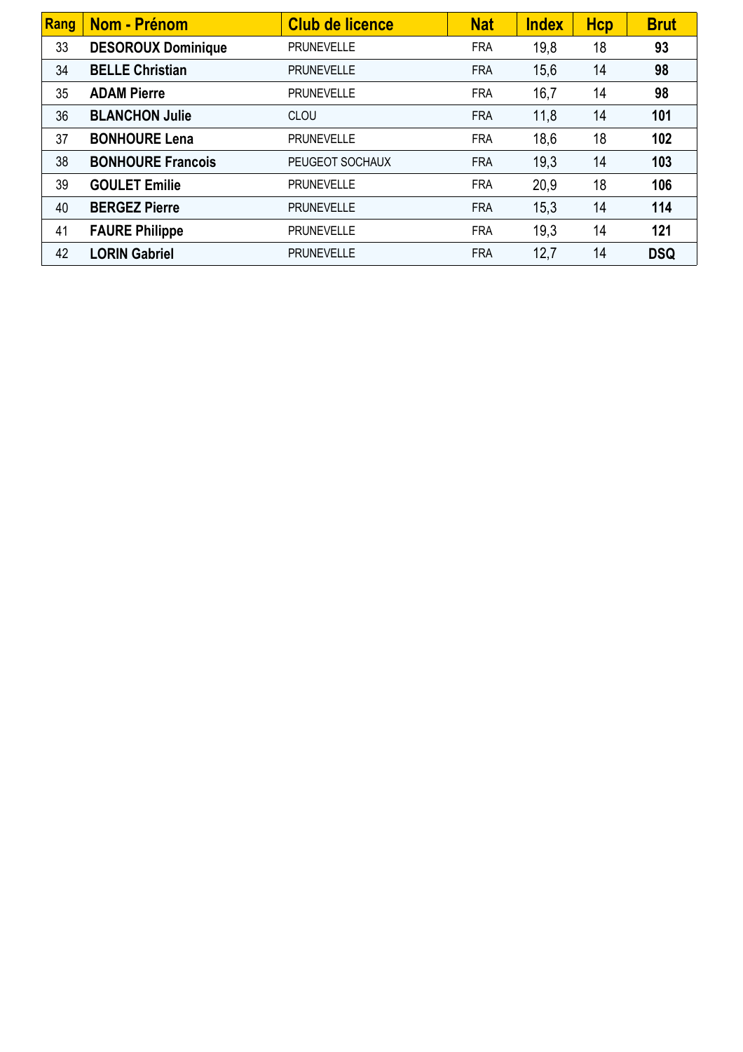| Rang | Nom - Prénom | Club de licence | Nat | Index | Hcp | Brut |
|---|---|---|---|---|---|---|
| 33 | **DESOROUX Dominique** | PRUNEVELLE | FRA | 19,8 | 18 | **93** |
| 34 | **BELLE Christian** | PRUNEVELLE | FRA | 15,6 | 14 | **98** |
| 35 | **ADAM Pierre** | PRUNEVELLE | FRA | 16,7 | 14 | **98** |
| 36 | **BLANCHON Julie** | CLOU | FRA | 11,8 | 14 | **101** |
| 37 | **BONHOURE Lena** | PRUNEVELLE | FRA | 18,6 | 18 | **102** |
| 38 | **BONHOURE Francois** | PEUGEOT SOCHAUX | FRA | 19,3 | 14 | **103** |
| 39 | **GOULET Emilie** | PRUNEVELLE | FRA | 20,9 | 18 | **106** |
| 40 | **BERGEZ Pierre** | PRUNEVELLE | FRA | 15,3 | 14 | **114** |
| 41 | **FAURE Philippe** | PRUNEVELLE | FRA | 19,3 | 14 | **121** |
| 42 | **LORIN Gabriel** | PRUNEVELLE | FRA | 12,7 | 14 | **DSQ** |